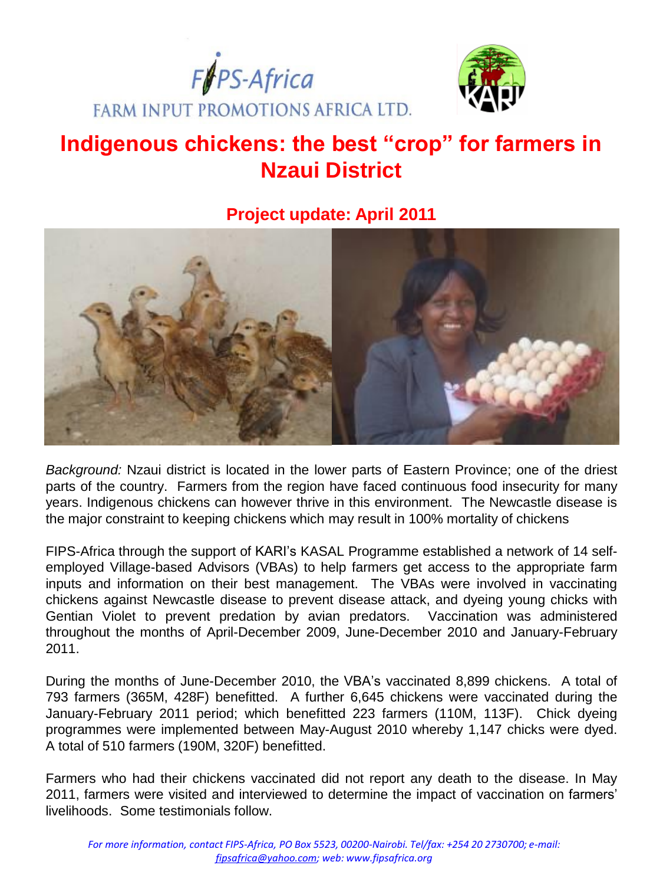FIPS-Africa

FARM INPUT PROMOTIONS AFRICA LTD.

# Indigenous chickens: the best "crop" for farmers in Nzaui District

## Project update: April 2011

*Background:* Nzaui district is located in the lower parts of Eastern Province; one of the driest parts of the country. Farmers from the region have faced continuous food insecurity for many years. Indigenous chickens can however thrive in this environment. The Newcastle disease is the major constraint to keeping chickens which may result in 100% mortality of chickens

FIPS-Africa through the support of KARI's KASAL Programme established a network of 14 self-employed Village-based Advisors (VBAs) to help farmers get access to the appropriate farm inputs and information on their best management. The VBAs were involved in vaccinating chickens against Newcastle disease to prevent disease attack, and dyeing young chicks with Gentian Violet to prevent predation by avian predators. Vaccination was administered throughout the months of April-December 2009, June-December 2010 and January-February 2011.

During the months of June-December 2010, the VBA's vaccinated 8,899 chickens. A total of 793 farmers (365M, 428F) benefitted. A further 6,645 chickens were vaccinated during the January-February 2011 period; which benefitted 223 farmers (110M, 113F). Chick dyeing programmes were implemented between May-August 2010 whereby 1,147 chicks were dyed. A total of 510 farmers (190M, 320F) benefitted.

Farmers who had their chickens vaccinated did not report any death to the disease. In May 2011, farmers were visited and interviewed to determine the impact of vaccination on farmers' livelihoods. Some testimonials follow.

*For more information, contact FIPS-Africa, PO Box 5523, 00200-Nairobi. Tel/fax: +254 20 2730700; e-mail: fipsafrica@yahoo.com; web: www.fipsafrica.org*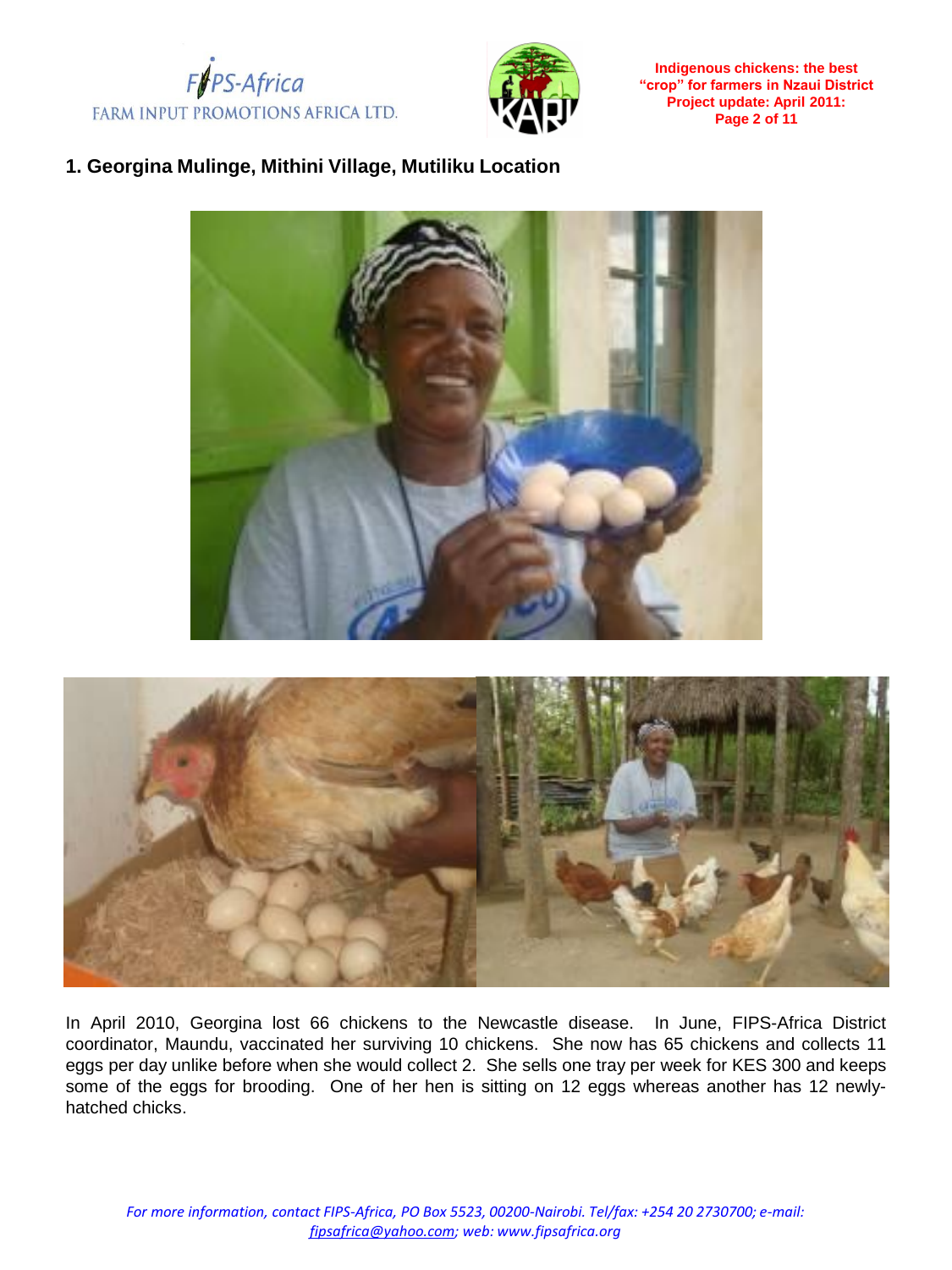## 1. Georgina Mulinge, Mithini Village, Mutiliku Location

In April 2010, Georgina lost 66 chickens to the Newcastle disease. In June, FIPS-Africa District coordinator, Maundu, vaccinated her surviving 10 chickens. She now has 65 chickens and collects 11 eggs per day unlike before when she would collect 2. She sells one tray per week for KES 300 and keeps some of the eggs for brooding. One of her hen is sitting on 12 eggs whereas another has 12 newly-hatched chicks.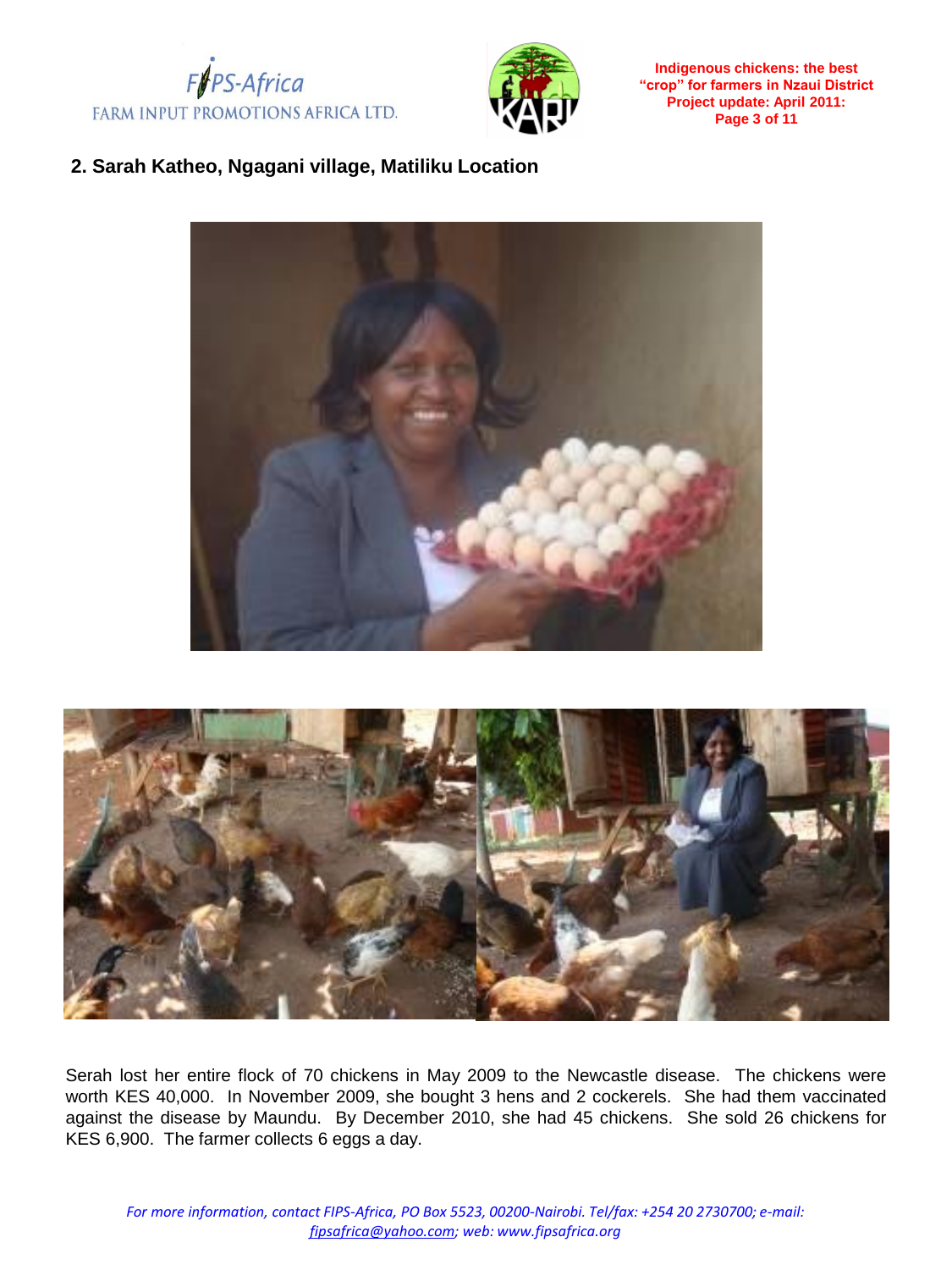## 2. Sarah Katheo, Ngagani village, Matiliku Location

Serah lost her entire flock of 70 chickens in May 2009 to the Newcastle disease. The chickens were worth KES 40,000. In November 2009, she bought 3 hens and 2 cockerels. She had them vaccinated against the disease by Maundu. By December 2010, she had 45 chickens. She sold 26 chickens for KES 6,900. The farmer collects 6 eggs a day.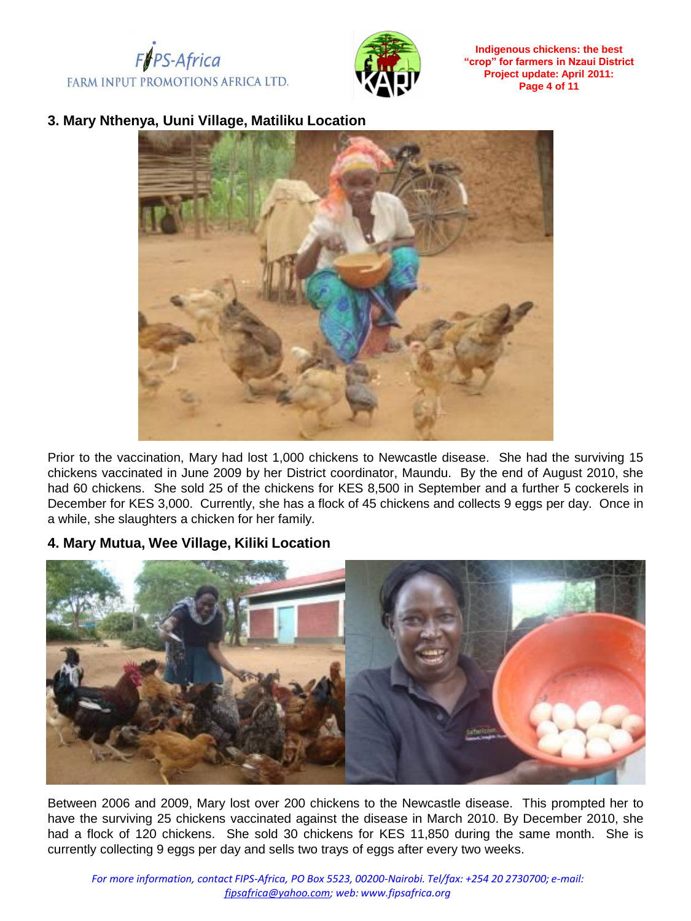### 3. Mary Nthenya, Uuni Village, Matiliku Location

Prior to the vaccination, Mary had lost 1,000 chickens to Newcastle disease. She had the surviving 15 chickens vaccinated in June 2009 by her District coordinator, Maundu. By the end of August 2010, she had 60 chickens. She sold 25 of the chickens for KES 8,500 in September and a further 5 cockerels in December for KES 3,000. Currently, she has a flock of 45 chickens and collects 9 eggs per day. Once in a while, she slaughters a chicken for her family.

### 4. Mary Mutua, Wee Village, Kiliki Location

Between 2006 and 2009, Mary lost over 200 chickens to the Newcastle disease. This prompted her to have the surviving 25 chickens vaccinated against the disease in March 2010. By December 2010, she had a flock of 120 chickens. She sold 30 chickens for KES 11,850 during the same month. She is currently collecting 9 eggs per day and sells two trays of eggs after every two weeks.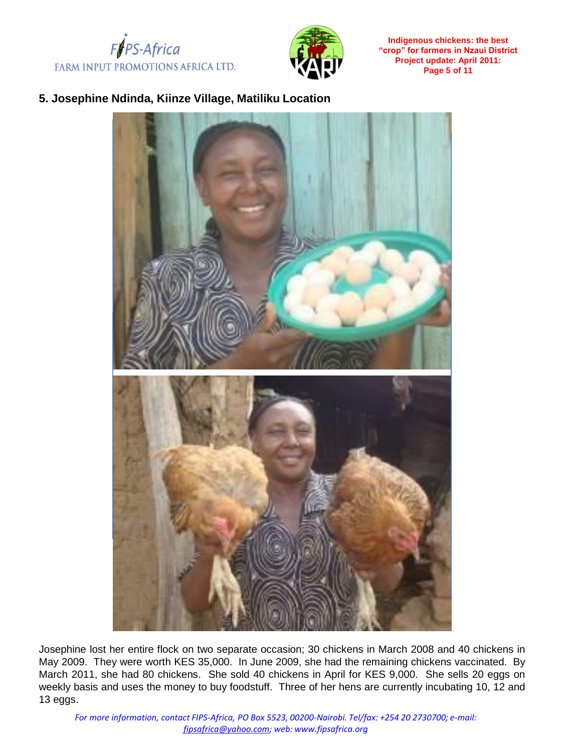## 5. Josephine Ndinda, Kiinze Village, Matiliku Location

Josephine lost her entire flock on two separate occasion; 30 chickens in March 2008 and 40 chickens in May 2009. They were worth KES 35,000. In June 2009, she had the remaining chickens vaccinated. By March 2011, she had 80 chickens. She sold 40 chickens in April for KES 9,000. She sells 20 eggs on weekly basis and uses the money to buy foodstuff. Three of her hens are currently incubating 10, 12 and 13 eggs.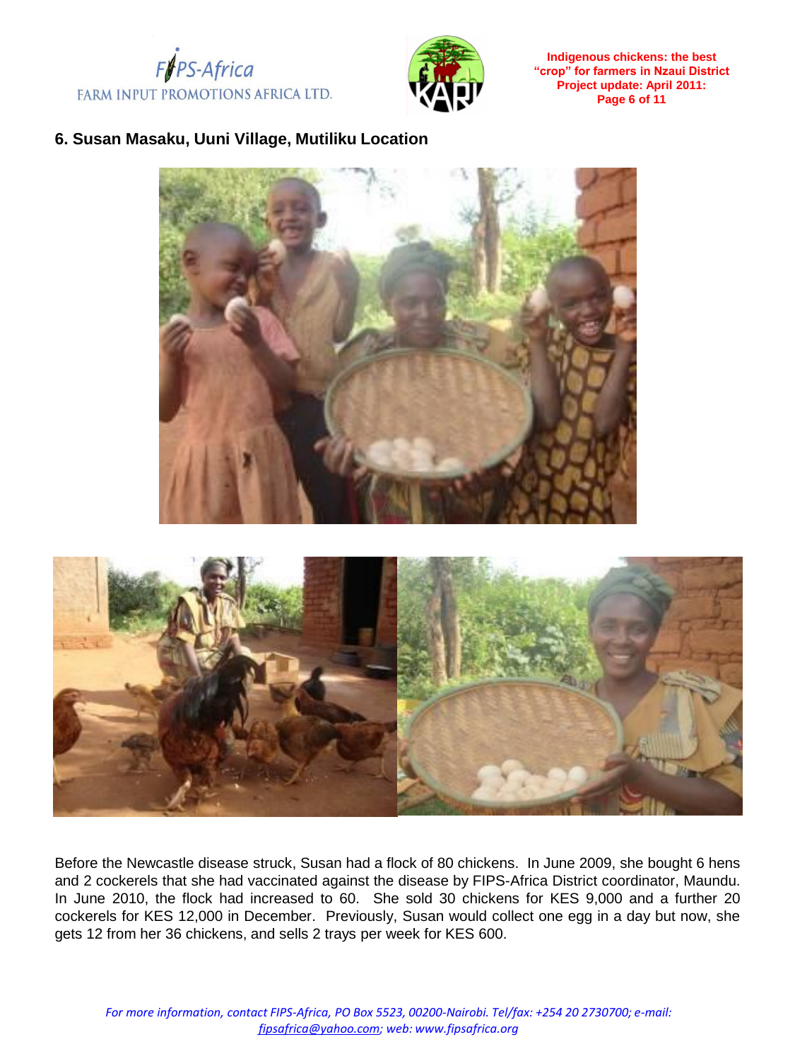## 6. Susan Masaku, Uuni Village, Mutiliku Location

Before the Newcastle disease struck, Susan had a flock of 80 chickens. In June 2009, she bought 6 hens and 2 cockerels that she had vaccinated against the disease by FIPS-Africa District coordinator, Maundu. In June 2010, the flock had increased to 60. She sold 30 chickens for KES 9,000 and a further 20 cockerels for KES 12,000 in December. Previously, Susan would collect one egg in a day but now, she gets 12 from her 36 chickens, and sells 2 trays per week for KES 600.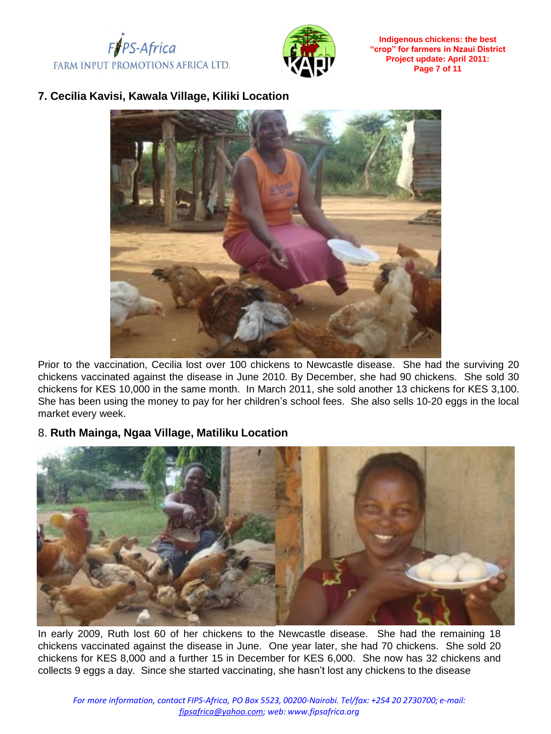## 7. Cecilia Kavisi, Kawala Village, Kiliki Location

Prior to the vaccination, Cecilia lost over 100 chickens to Newcastle disease. She had the surviving 20 chickens vaccinated against the disease in June 2010. By December, she had 90 chickens. She sold 30 chickens for KES 10,000 in the same month. In March 2011, she sold another 13 chickens for KES 3,100. She has been using the money to pay for her children's school fees. She also sells 10-20 eggs in the local market every week.

## 8. **Ruth Mainga, Ngaa Village, Matiliku Location**

In early 2009, Ruth lost 60 of her chickens to the Newcastle disease. She had the remaining 18 chickens vaccinated against the disease in June. One year later, she had 70 chickens. She sold 20 chickens for KES 8,000 and a further 15 in December for KES 6,000. She now has 32 chickens and collects 9 eggs a day. Since she started vaccinating, she hasn't lost any chickens to the disease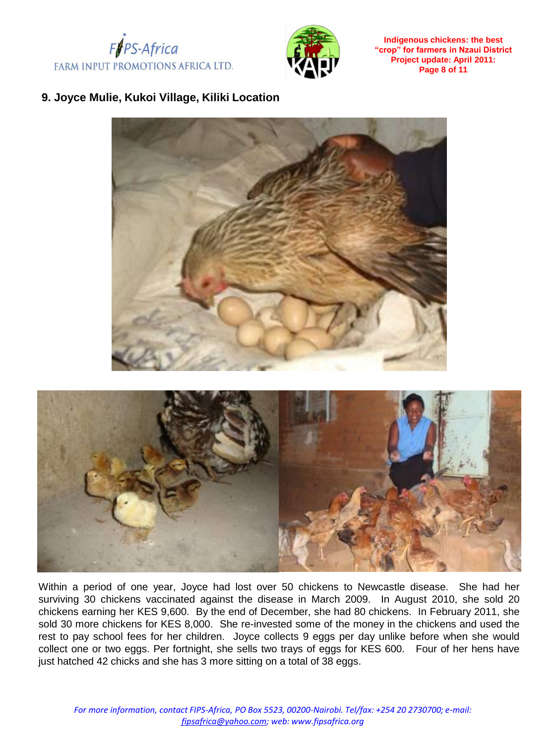## 9. Joyce Mulie, Kukoi Village, Kiliki Location

Within a period of one year, Joyce had lost over 50 chickens to Newcastle disease. She had her surviving 30 chickens vaccinated against the disease in March 2009. In August 2010, she sold 20 chickens earning her KES 9,600. By the end of December, she had 80 chickens. In February 2011, she sold 30 more chickens for KES 8,000. She re-invested some of the money in the chickens and used the rest to pay school fees for her children. Joyce collects 9 eggs per day unlike before when she would collect one or two eggs. Per fortnight, she sells two trays of eggs for KES 600. Four of her hens have just hatched 42 chicks and she has 3 more sitting on a total of 38 eggs.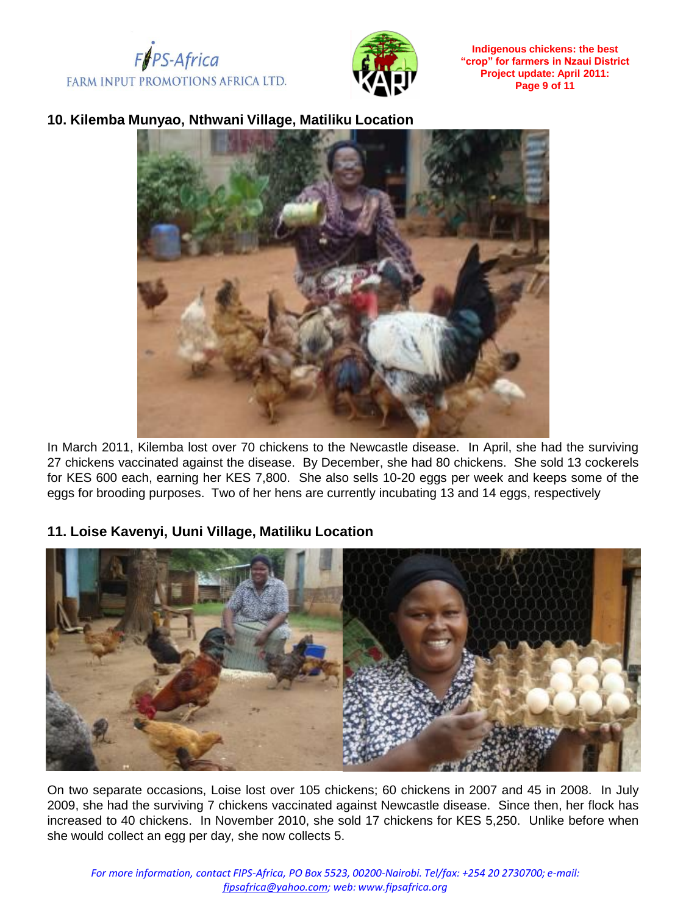## 10. Kilemba Munyao, Nthwani Village, Matiliku Location

In March 2011, Kilemba lost over 70 chickens to the Newcastle disease. In April, she had the surviving 27 chickens vaccinated against the disease. By December, she had 80 chickens. She sold 13 cockerels for KES 600 each, earning her KES 7,800. She also sells 10-20 eggs per week and keeps some of the eggs for brooding purposes. Two of her hens are currently incubating 13 and 14 eggs, respectively

## 11. Loise Kavenyi, Uuni Village, Matiliku Location

On two separate occasions, Loise lost over 105 chickens; 60 chickens in 2007 and 45 in 2008. In July 2009, she had the surviving 7 chickens vaccinated against Newcastle disease. Since then, her flock has increased to 40 chickens. In November 2010, she sold 17 chickens for KES 5,250. Unlike before when she would collect an egg per day, she now collects 5.

*For more information, contact FIPS-Africa, PO Box 5523, 00200-Nairobi. Tel/fax: +254 20 2730700; e-mail: fipsafrica@yahoo.com; web: www.fipsafrica.org*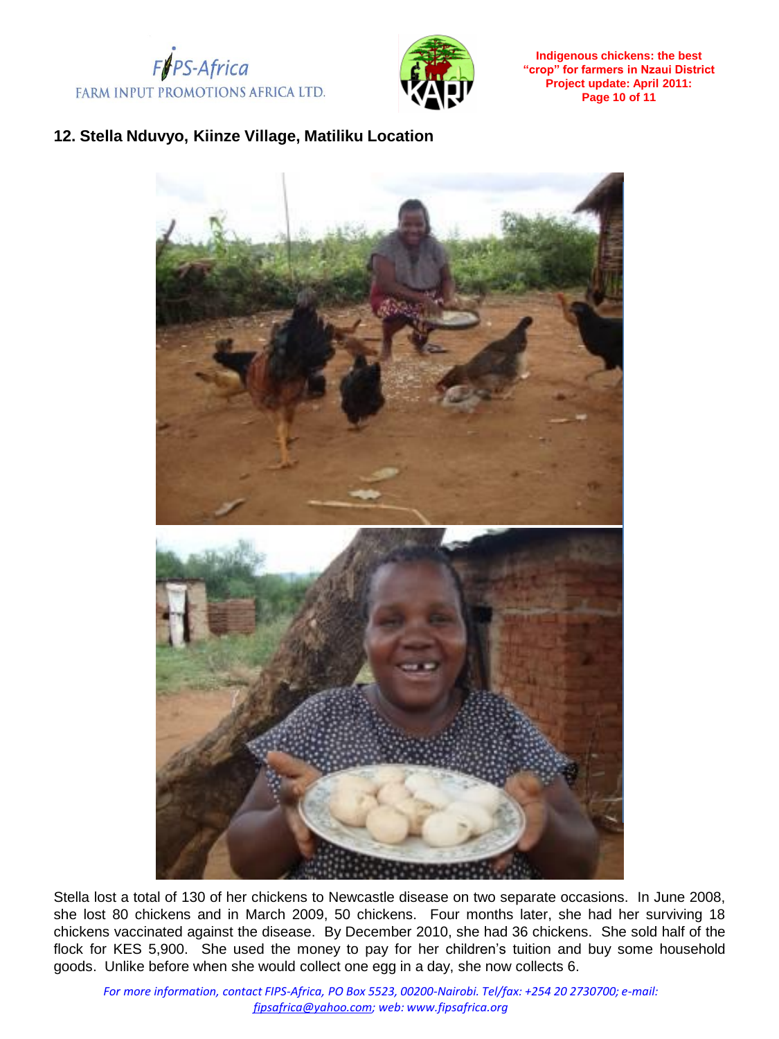## 12. Stella Nduvyo, Kiinze Village, Matiliku Location

Stella lost a total of 130 of her chickens to Newcastle disease on two separate occasions. In June 2008, she lost 80 chickens and in March 2009, 50 chickens. Four months later, she had her surviving 18 chickens vaccinated against the disease. By December 2010, she had 36 chickens. She sold half of the flock for KES 5,900. She used the money to pay for her children's tuition and buy some household goods. Unlike before when she would collect one egg in a day, she now collects 6.

*For more information, contact FIPS-Africa, PO Box 5523, 00200-Nairobi. Tel/fax: +254 20 2730700; e-mail: fipsafrica@yahoo.com; web: www.fipsafrica.org*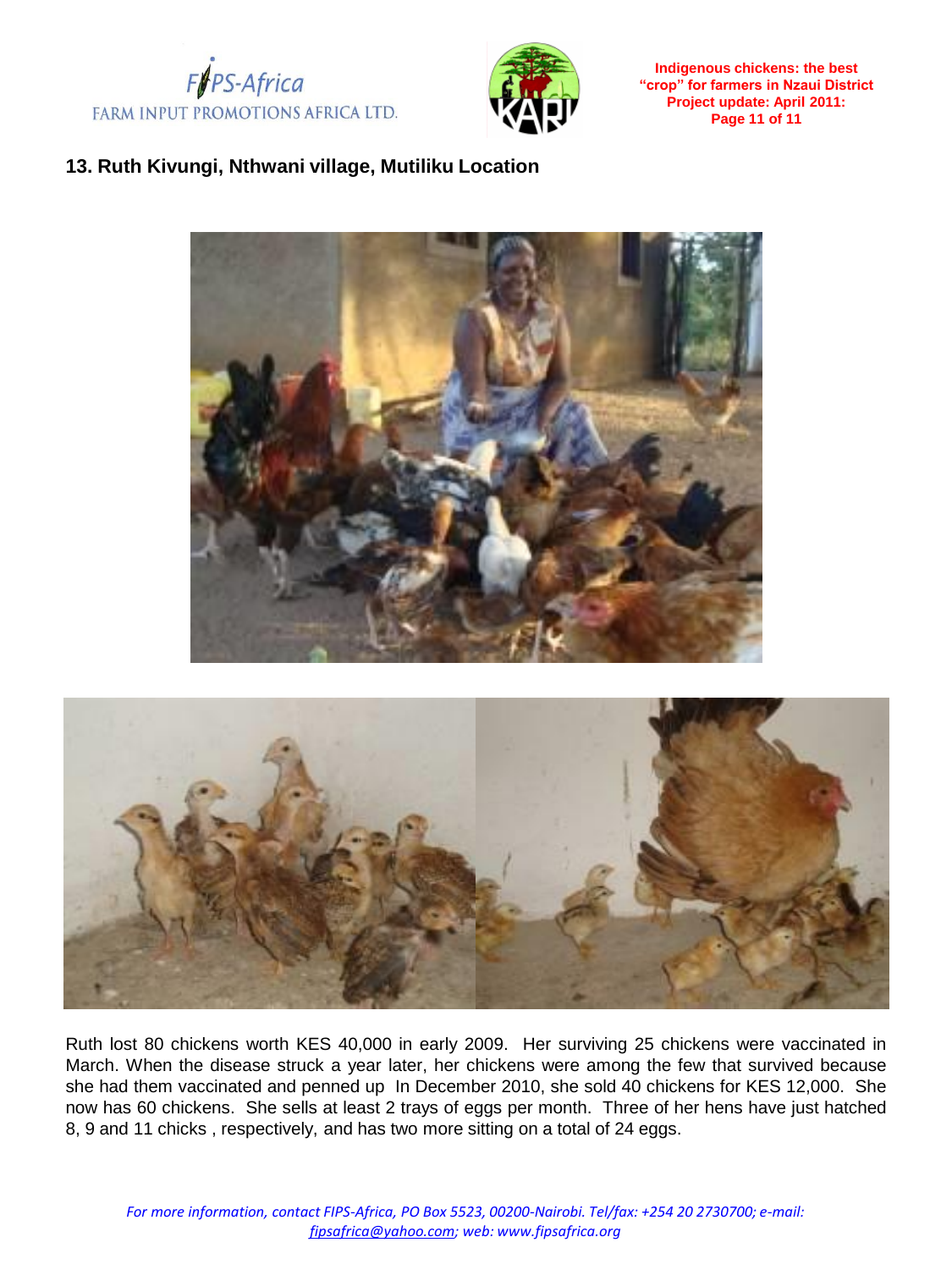## 13. Ruth Kivungi, Nthwani village, Mutiliku Location

Ruth lost 80 chickens worth KES 40,000 in early 2009. Her surviving 25 chickens were vaccinated in March. When the disease struck a year later, her chickens were among the few that survived because she had them vaccinated and penned up In December 2010, she sold 40 chickens for KES 12,000. She now has 60 chickens. She sells at least 2 trays of eggs per month. Three of her hens have just hatched 8, 9 and 11 chicks , respectively, and has two more sitting on a total of 24 eggs.

*For more information, contact FIPS-Africa, PO Box 5523, 00200-Nairobi. Tel/fax: +254 20 2730700; e-mail: fipsafrica@yahoo.com; web: www.fipsafrica.org*